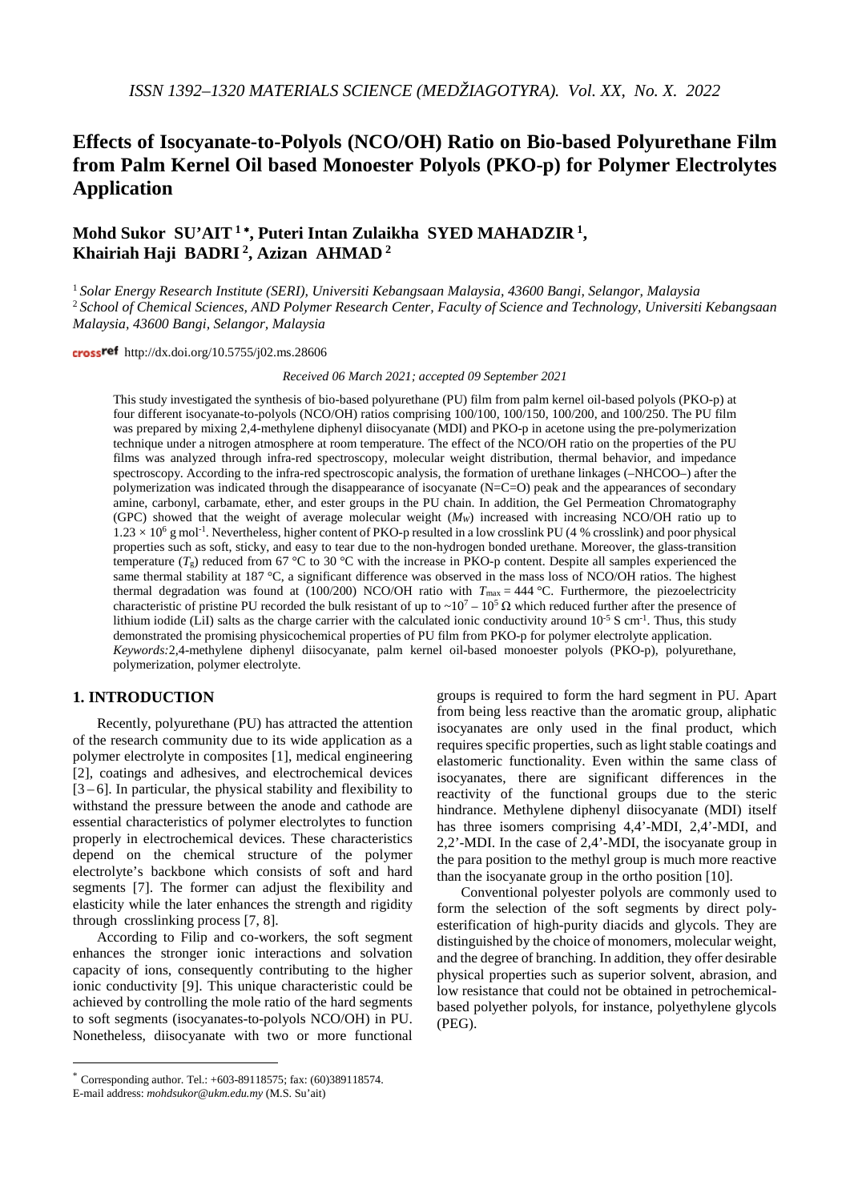# Effects of Isocyanate-to-Polyols (NCO/OH) Ratio on Bio-based Polyurethane Film from Palm Kernel Oil based Monoester Polyols (PKO-p) for Polymer Electrolytes Application

**Mohd Sukor SU'AIT [1]\*, Puteri Intan Zulaikha SYED MAHADZIR [1], Khairiah Haji BADRI [2], Azizan AHMAD [2]**

[1] *Solar Energy Research Institute (SERI), Universiti Kebangsaan Malaysia, 43600 Bangi, Selangor, Malaysia*
[2] *School of Chemical Sciences, AND Polymer Research Center, Faculty of Science and Technology, Universiti Kebangsaan Malaysia, 43600 Bangi, Selangor, Malaysia*

http://dx.doi.org/10.5755/j02.ms.28606

*Received 06 March 2021; accepted 09 September 2021*

This study investigated the synthesis of bio-based polyurethane (PU) film from palm kernel oil-based polyols (PKO-p) at four different isocyanate-to-polyols (NCO/OH) ratios comprising 100/100, 100/150, 100/200, and 100/250. The PU film was prepared by mixing 2,4-methylene diphenyl diisocyanate (MDI) and PKO-p in acetone using the pre-polymerization technique under a nitrogen atmosphere at room temperature. The effect of the NCO/OH ratio on the properties of the PU films was analyzed through infra-red spectroscopy, molecular weight distribution, thermal behavior, and impedance spectroscopy. According to the infra-red spectroscopic analysis, the formation of urethane linkages (–NHCOO–) after the polymerization was indicated through the disappearance of isocyanate (N=C=O) peak and the appearances of secondary amine, carbonyl, carbamate, ether, and ester groups in the PU chain. In addition, the Gel Permeation Chromatography (GPC) showed that the weight of average molecular weight ($M_W$) increased with increasing NCO/OH ratio up to $1.23 \times 10^6$ g mol$^{-1}$. Nevertheless, higher content of PKO-p resulted in a low crosslink PU (4 % crosslink) and poor physical properties such as soft, sticky, and easy to tear due to the non-hydrogen bonded urethane. Moreover, the glass-transition temperature ($T_g$) reduced from 67 °C to 30 °C with the increase in PKO-p content. Despite all samples experienced the same thermal stability at 187 °C, a significant difference was observed in the mass loss of NCO/OH ratios. The highest thermal degradation was found at (100/200) NCO/OH ratio with $T_{max}$ = 444 °C. Furthermore, the piezoelectricity characteristic of pristine PU recorded the bulk resistant of up to ~$10^7$ – $10^5$ Ω which reduced further after the presence of lithium iodide (LiI) salts as the charge carrier with the calculated ionic conductivity around $10^{-5}$ S cm$^{-1}$. Thus, this study demonstrated the promising physicochemical properties of PU film from PKO-p for polymer electrolyte application.

*Keywords:* 2,4-methylene diphenyl diisocyanate, palm kernel oil-based monoester polyols (PKO-p), polyurethane, polymerization, polymer electrolyte.

## 1. INTRODUCTION

Recently, polyurethane (PU) has attracted the attention of the research community due to its wide application as a polymer electrolyte in composites [1], medical engineering [2], coatings and adhesives, and electrochemical devices [3 – 6]. In particular, the physical stability and flexibility to withstand the pressure between the anode and cathode are essential characteristics of polymer electrolytes to function properly in electrochemical devices. These characteristics depend on the chemical structure of the polymer electrolyte's backbone which consists of soft and hard segments [7]. The former can adjust the flexibility and elasticity while the later enhances the strength and rigidity through crosslinking process [7, 8].

According to Filip and co-workers, the soft segment enhances the stronger ionic interactions and solvation capacity of ions, consequently contributing to the higher ionic conductivity [9]. This unique characteristic could be achieved by controlling the mole ratio of the hard segments to soft segments (isocyanates-to-polyols NCO/OH) in PU. Nonetheless, diisocyanate with two or more functional groups is required to form the hard segment in PU. Apart from being less reactive than the aromatic group, aliphatic isocyanates are only used in the final product, which requires specific properties, such as light stable coatings and elastomeric functionality. Even within the same class of isocyanates, there are significant differences in the reactivity of the functional groups due to the steric hindrance. Methylene diphenyl diisocyanate (MDI) itself has three isomers comprising 4,4'-MDI, 2,4'-MDI, and 2,2'-MDI. In the case of 2,4'-MDI, the isocyanate group in the para position to the methyl group is much more reactive than the isocyanate group in the ortho position [10].

Conventional polyester polyols are commonly used to form the selection of the soft segments by direct poly-esterification of high-purity diacids and glycols. They are distinguished by the choice of monomers, molecular weight, and the degree of branching. In addition, they offer desirable physical properties such as superior solvent, abrasion, and low resistance that could not be obtained in petrochemical-based polyether polyols, for instance, polyethylene glycols (PEG).

---

\* Corresponding author. Tel.: +603-89118575; fax: (60)389118574.
E-mail address: *mohdsukor@ukm.edu.my* (M.S. Su'ait)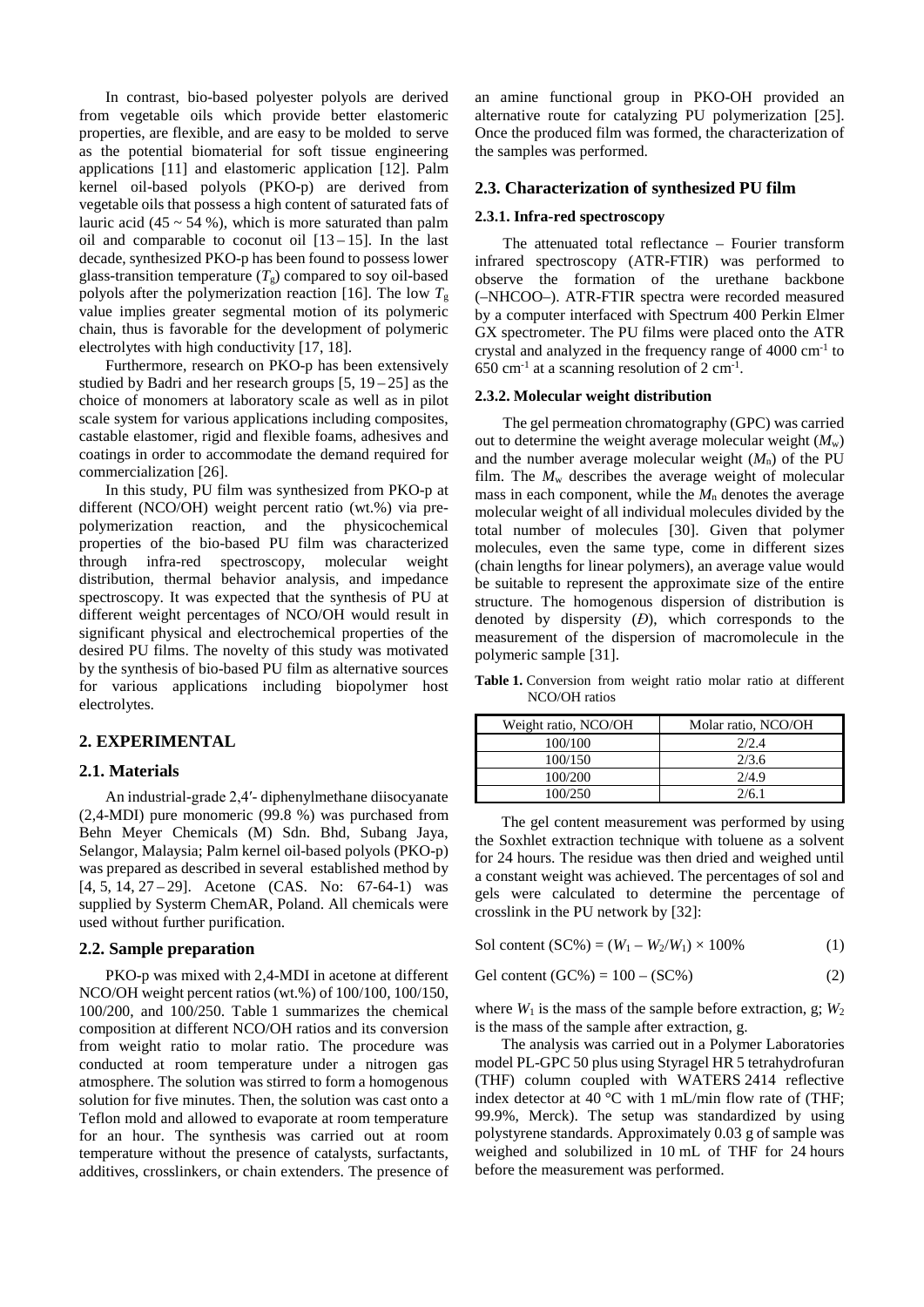In contrast, bio-based polyester polyols are derived from vegetable oils which provide better elastomeric properties, are flexible, and are easy to be molded to serve as the potential biomaterial for soft tissue engineering applications [11] and elastomeric application [12]. Palm kernel oil-based polyols (PKO-p) are derived from vegetable oils that possess a high content of saturated fats of lauric acid (45 ~ 54 %), which is more saturated than palm oil and comparable to coconut oil [13 – 15]. In the last decade, synthesized PKO-p has been found to possess lower glass-transition temperature ($T_g$) compared to soy oil-based polyols after the polymerization reaction [16]. The low $T_g$ value implies greater segmental motion of its polymeric chain, thus is favorable for the development of polymeric electrolytes with high conductivity [17, 18].

Furthermore, research on PKO-p has been extensively studied by Badri and her research groups [5, 19 – 25] as the choice of monomers at laboratory scale as well as in pilot scale system for various applications including composites, castable elastomer, rigid and flexible foams, adhesives and coatings in order to accommodate the demand required for commercialization [26].

In this study, PU film was synthesized from PKO-p at different (NCO/OH) weight percent ratio (wt.%) via pre-polymerization reaction, and the physicochemical properties of the bio-based PU film was characterized through infra-red spectroscopy, molecular weight distribution, thermal behavior analysis, and impedance spectroscopy. It was expected that the synthesis of PU at different weight percentages of NCO/OH would result in significant physical and electrochemical properties of the desired PU films. The novelty of this study was motivated by the synthesis of bio-based PU film as alternative sources for various applications including biopolymer host electrolytes.

## 2. EXPERIMENTAL

### 2.1. Materials

An industrial-grade 2,4′- diphenylmethane diisocyanate (2,4-MDI) pure monomeric (99.8 %) was purchased from Behn Meyer Chemicals (M) Sdn. Bhd, Subang Jaya, Selangor, Malaysia; Palm kernel oil-based polyols (PKO-p) was prepared as described in several established method by [4, 5, 14, 27 – 29]. Acetone (CAS. No: 67-64-1) was supplied by Systerm ChemAR, Poland. All chemicals were used without further purification.

### 2.2. Sample preparation

PKO-p was mixed with 2,4-MDI in acetone at different NCO/OH weight percent ratios (wt.%) of 100/100, 100/150, 100/200, and 100/250. Table 1 summarizes the chemical composition at different NCO/OH ratios and its conversion from weight ratio to molar ratio. The procedure was conducted at room temperature under a nitrogen gas atmosphere. The solution was stirred to form a homogenous solution for five minutes. Then, the solution was cast onto a Teflon mold and allowed to evaporate at room temperature for an hour. The synthesis was carried out at room temperature without the presence of catalysts, surfactants, additives, crosslinkers, or chain extenders. The presence of an amine functional group in PKO-OH provided an alternative route for catalyzing PU polymerization [25]. Once the produced film was formed, the characterization of the samples was performed.

### 2.3. Characterization of synthesized PU film

#### 2.3.1. Infra-red spectroscopy

The attenuated total reflectance – Fourier transform infrared spectroscopy (ATR-FTIR) was performed to observe the formation of the urethane backbone (–NHCOO–). ATR-FTIR spectra were recorded measured by a computer interfaced with Spectrum 400 Perkin Elmer GX spectrometer. The PU films were placed onto the ATR crystal and analyzed in the frequency range of 4000 $cm^{-1}$ to 650 $cm^{-1}$ at a scanning resolution of 2 $cm^{-1}$.

#### 2.3.2. Molecular weight distribution

The gel permeation chromatography (GPC) was carried out to determine the weight average molecular weight ($M_w$) and the number average molecular weight ($M_n$) of the PU film. The $M_w$ describes the average weight of molecular mass in each component, while the $M_n$ denotes the average molecular weight of all individual molecules divided by the total number of molecules [30]. Given that polymer molecules, even the same type, come in different sizes (chain lengths for linear polymers), an average value would be suitable to represent the approximate size of the entire structure. The homogenous dispersion of distribution is denoted by dispersity ($Đ$), which corresponds to the measurement of the dispersion of macromolecule in the polymeric sample [31].

**Table 1.** Conversion from weight ratio molar ratio at different NCO/OH ratios

| Weight ratio, NCO/OH | Molar ratio, NCO/OH |
|---|---|
| 100/100 | 2/2.4 |
| 100/150 | 2/3.6 |
| 100/200 | 2/4.9 |
| 100/250 | 2/6.1 |

The gel content measurement was performed by using the Soxhlet extraction technique with toluene as a solvent for 24 hours. The residue was then dried and weighed until a constant weight was achieved. The percentages of sol and gels were calculated to determine the percentage of crosslink in the PU network by [32]:

$$\text{Sol content (SC\%)} = (W_1 - W_2/W_1) \times 100\% \quad (1)$$

$$\text{Gel content (GC\%)} = 100 - (\text{SC\%}) \quad (2)$$

where $W_1$ is the mass of the sample before extraction, g; $W_2$ is the mass of the sample after extraction, g.

The analysis was carried out in a Polymer Laboratories model PL-GPC 50 plus using Styragel HR 5 tetrahydrofuran (THF) column coupled with WATERS 2414 reflective index detector at 40 °C with 1 mL/min flow rate of (THF; 99.9%, Merck). The setup was standardized by using polystyrene standards. Approximately 0.03 g of sample was weighed and solubilized in 10 mL of THF for 24 hours before the measurement was performed.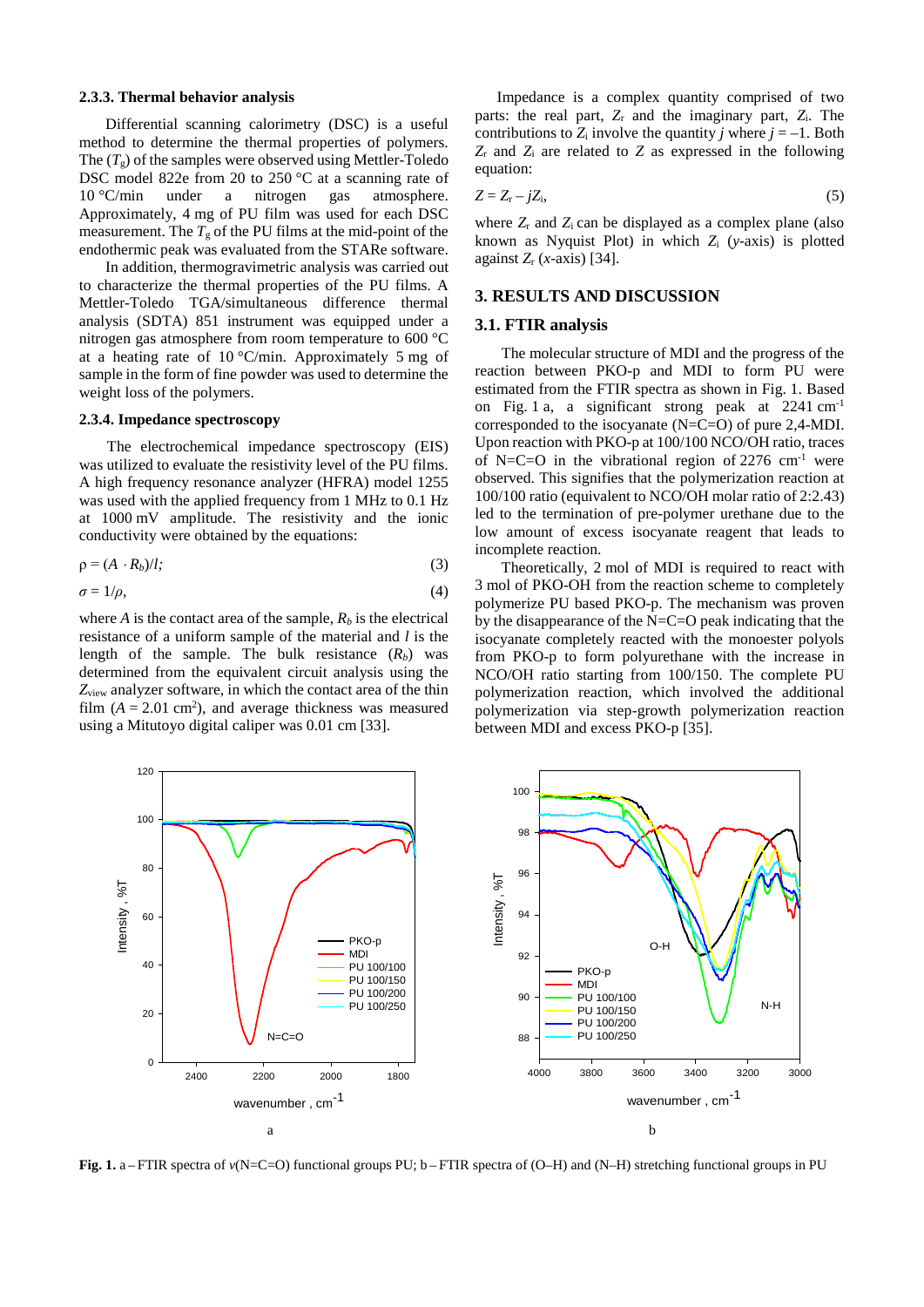### 2.3.3. Thermal behavior analysis

Differential scanning calorimetry (DSC) is a useful method to determine the thermal properties of polymers. The ($T_g$) of the samples were observed using Mettler-Toledo DSC model 822e from 20 to 250 °C at a scanning rate of 10 °C/min under a nitrogen gas atmosphere. Approximately, 4 mg of PU film was used for each DSC measurement. The $T_g$ of the PU films at the mid-point of the endothermic peak was evaluated from the STARe software.

In addition, thermogravimetric analysis was carried out to characterize the thermal properties of the PU films. A Mettler-Toledo TGA/simultaneous difference thermal analysis (SDTA) 851 instrument was equipped under a nitrogen gas atmosphere from room temperature to 600 °C at a heating rate of 10 °C/min. Approximately 5 mg of sample in the form of fine powder was used to determine the weight loss of the polymers.

### 2.3.4. Impedance spectroscopy

The electrochemical impedance spectroscopy (EIS) was utilized to evaluate the resistivity level of the PU films. A high frequency resonance analyzer (HFRA) model 1255 was used with the applied frequency from 1 MHz to 0.1 Hz at 1000 mV amplitude. The resistivity and the ionic conductivity were obtained by the equations:

$$\rho = (A \cdot R_b)/l; \tag{3}$$

$$\sigma = 1/\rho, \tag{4}$$

where $A$ is the contact area of the sample, $R_b$ is the electrical resistance of a uniform sample of the material and $l$ is the length of the sample. The bulk resistance ($R_b$) was determined from the equivalent circuit analysis using the $Z_{\text{view}}$ analyzer software, in which the contact area of the thin film ($A = 2.01$ cm$^2$), and average thickness was measured using a Mitutoyo digital caliper was 0.01 cm [33].

Impedance is a complex quantity comprised of two parts: the real part, $Z_r$ and the imaginary part, $Z_i$. The contributions to $Z_i$ involve the quantity $j$ where $j = -1$. Both $Z_r$ and $Z_i$ are related to $Z$ as expressed in the following equation:

$$Z = Z_r - jZ_i, \tag{5}$$

where $Z_r$ and $Z_i$ can be displayed as a complex plane (also known as Nyquist Plot) in which $Z_i$ ($y$-axis) is plotted against $Z_r$ ($x$-axis) [34].

## 3. RESULTS AND DISCUSSION

### 3.1. FTIR analysis

The molecular structure of MDI and the progress of the reaction between PKO-p and MDI to form PU were estimated from the FTIR spectra as shown in Fig. 1. Based on Fig. 1 a, a significant strong peak at 2241 cm$^{-1}$ corresponded to the isocyanate (N=C=O) of pure 2,4-MDI. Upon reaction with PKO-p at 100/100 NCO/OH ratio, traces of N=C=O in the vibrational region of 2276 cm$^{-1}$ were observed. This signifies that the polymerization reaction at 100/100 ratio (equivalent to NCO/OH molar ratio of 2:2.43) led to the termination of pre-polymer urethane due to the low amount of excess isocyanate reagent that leads to incomplete reaction.

Theoretically, 2 mol of MDI is required to react with 3 mol of PKO-OH from the reaction scheme to completely polymerize PU based PKO-p. The mechanism was proven by the disappearance of the N=C=O peak indicating that the isocyanate completely reacted with the monoester polyols from PKO-p to form polyurethane with the increase in NCO/OH ratio starting from 100/150. The complete PU polymerization reaction, which involved the additional polymerization via step-growth polymerization reaction between MDI and excess PKO-p [35].

**Fig. 1.** a – FTIR spectra of $\nu$(N=C=O) functional groups PU; b – FTIR spectra of (O–H) and (N–H) stretching functional groups in PU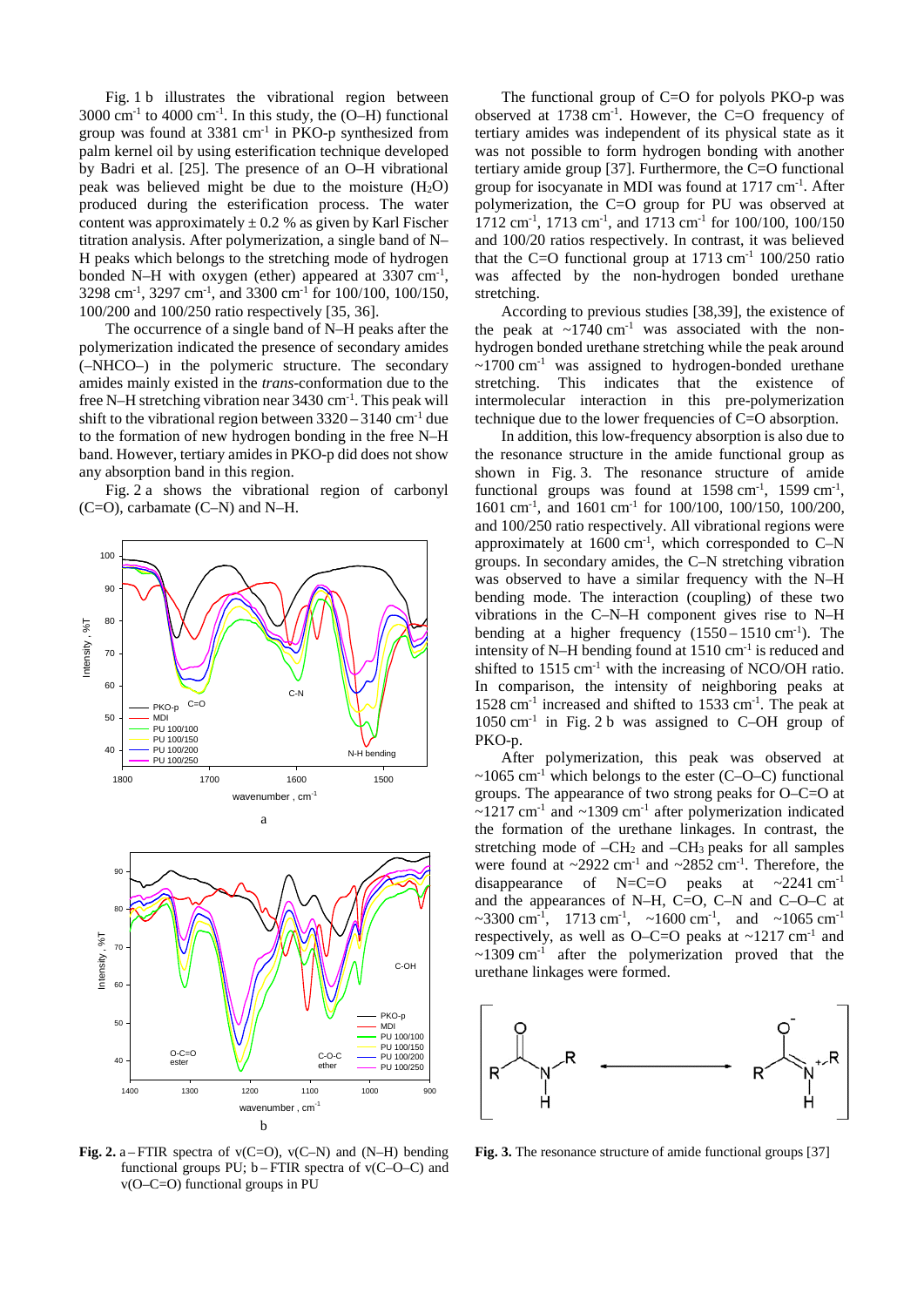Fig. 1 b illustrates the vibrational region between 3000 $cm^{-1}$ to 4000 $cm^{-1}$. In this study, the (O–H) functional group was found at 3381 $cm^{-1}$ in PKO-p synthesized from palm kernel oil by using esterification technique developed by Badri et al. [25]. The presence of an O–H vibrational peak was believed might be due to the moisture ($H_2O$) produced during the esterification process. The water content was approximately ± 0.2 % as given by Karl Fischer titration analysis. After polymerization, a single band of N–H peaks which belongs to the stretching mode of hydrogen bonded N–H with oxygen (ether) appeared at 3307 $cm^{-1}$, 3298 $cm^{-1}$, 3297 $cm^{-1}$, and 3300 $cm^{-1}$ for 100/100, 100/150, 100/200 and 100/250 ratio respectively [35, 36].

The occurrence of a single band of N–H peaks after the polymerization indicated the presence of secondary amides (–NHCO–) in the polymeric structure. The secondary amides mainly existed in the *trans*-conformation due to the free N–H stretching vibration near 3430 $cm^{-1}$. This peak will shift to the vibrational region between 3320 – 3140 $cm^{-1}$ due to the formation of new hydrogen bonding in the free N–H band. However, tertiary amides in PKO-p did does not show any absorption band in this region.

Fig. 2 a shows the vibrational region of carbonyl (C=O), carbamate (C–N) and N–H.

**Fig. 2.** a – FTIR spectra of v(C=O), v(C–N) and (N–H) bending functional groups PU; b – FTIR spectra of v(C–O–C) and v(O–C=O) functional groups in PU

The functional group of C=O for polyols PKO-p was observed at 1738 $cm^{-1}$. However, the C=O frequency of tertiary amides was independent of its physical state as it was not possible to form hydrogen bonding with another tertiary amide group [37]. Furthermore, the C=O functional group for isocyanate in MDI was found at 1717 $cm^{-1}$. After polymerization, the C=O group for PU was observed at 1712 $cm^{-1}$, 1713 $cm^{-1}$, and 1713 $cm^{-1}$ for 100/100, 100/150 and 100/20 ratios respectively. In contrast, it was believed that the C=O functional group at 1713 $cm^{-1}$ 100/250 ratio was affected by the non-hydrogen bonded urethane stretching.

According to previous studies [38,39], the existence of the peak at ~1740 $cm^{-1}$ was associated with the non-hydrogen bonded urethane stretching while the peak around ~1700 $cm^{-1}$ was assigned to hydrogen-bonded urethane stretching. This indicates that the existence of intermolecular interaction in this pre-polymerization technique due to the lower frequencies of C=O absorption.

In addition, this low-frequency absorption is also due to the resonance structure in the amide functional group as shown in Fig. 3. The resonance structure of amide functional groups was found at 1598 $cm^{-1}$, 1599 $cm^{-1}$, 1601 $cm^{-1}$, and 1601 $cm^{-1}$ for 100/100, 100/150, 100/200, and 100/250 ratio respectively. All vibrational regions were approximately at 1600 $cm^{-1}$, which corresponded to C–N groups. In secondary amides, the C–N stretching vibration was observed to have a similar frequency with the N–H bending mode. The interaction (coupling) of these two vibrations in the C–N–H component gives rise to N–H bending at a higher frequency (1550 – 1510 $cm^{-1}$). The intensity of N–H bending found at 1510 $cm^{-1}$ is reduced and shifted to 1515 $cm^{-1}$ with the increasing of NCO/OH ratio. In comparison, the intensity of neighboring peaks at 1528 $cm^{-1}$ increased and shifted to 1533 $cm^{-1}$. The peak at 1050 $cm^{-1}$ in Fig. 2 b was assigned to C–OH group of PKO-p.

After polymerization, this peak was observed at ~1065 $cm^{-1}$ which belongs to the ester (C–O–C) functional groups. The appearance of two strong peaks for O–C=O at ~1217 $cm^{-1}$ and ~1309 $cm^{-1}$ after polymerization indicated the formation of the urethane linkages. In contrast, the stretching mode of $–CH_2$ and $–CH_3$ peaks for all samples were found at ~2922 $cm^{-1}$ and ~2852 $cm^{-1}$. Therefore, the disappearance of N=C=O peaks at ~2241 $cm^{-1}$ and the appearances of N–H, C=O, C–N and C–O–C at ~3300 $cm^{-1}$, 1713 $cm^{-1}$, ~1600 $cm^{-1}$, and ~1065 $cm^{-1}$ respectively, as well as O–C=O peaks at ~1217 $cm^{-1}$ and ~1309 $cm^{-1}$ after the polymerization proved that the urethane linkages were formed.

**Fig. 3.** The resonance structure of amide functional groups [37]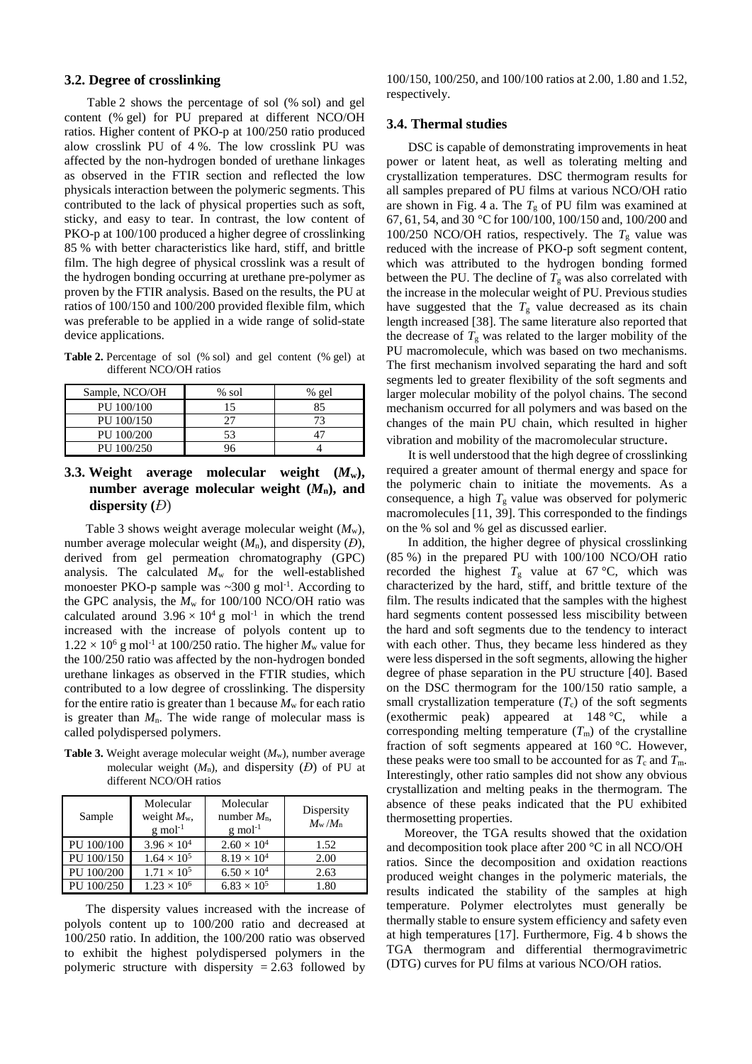### 3.2. Degree of crosslinking

Table 2 shows the percentage of sol (% sol) and gel content (% gel) for PU prepared at different NCO/OH ratios. Higher content of PKO-p at 100/250 ratio produced alow crosslink PU of 4 %. The low crosslink PU was affected by the non-hydrogen bonded of urethane linkages as observed in the FTIR section and reflected the low physicals interaction between the polymeric segments. This contributed to the lack of physical properties such as soft, sticky, and easy to tear. In contrast, the low content of PKO-p at 100/100 produced a higher degree of crosslinking 85 % with better characteristics like hard, stiff, and brittle film. The high degree of physical crosslink was a result of the hydrogen bonding occurring at urethane pre-polymer as proven by the FTIR analysis. Based on the results, the PU at ratios of 100/150 and 100/200 provided flexible film, which was preferable to be applied in a wide range of solid-state device applications.

**Table 2.** Percentage of sol (% sol) and gel content (% gel) at different NCO/OH ratios

| Sample, NCO/OH | % sol | % gel |
|---|---|---|
| PU 100/100 | 15 | 85 |
| PU 100/150 | 27 | 73 |
| PU 100/200 | 53 | 47 |
| PU 100/250 | 96 | 4 |

### 3.3. Weight average molecular weight ($M_w$), number average molecular weight ($M_n$), and dispersity ($Đ$)

Table 3 shows weight average molecular weight ($M_w$), number average molecular weight ($M_n$), and dispersity ($Đ$), derived from gel permeation chromatography (GPC) analysis. The calculated $M_w$ for the well-established monoester PKO-p sample was ~300 g mol$^{-1}$. According to the GPC analysis, the $M_w$ for 100/100 NCO/OH ratio was calculated around $3.96 \times 10^4$ g mol$^{-1}$ in which the trend increased with the increase of polyols content up to $1.22 \times 10^6$ g mol$^{-1}$ at 100/250 ratio. The higher $M_w$ value for the 100/250 ratio was affected by the non-hydrogen bonded urethane linkages as observed in the FTIR studies, which contributed to a low degree of crosslinking. The dispersity for the entire ratio is greater than 1 because $M_w$ for each ratio is greater than $M_n$. The wide range of molecular mass is called polydispersed polymers.

**Table 3.** Weight average molecular weight ($M_w$), number average molecular weight ($M_n$), and dispersity ($Đ$) of PU at different NCO/OH ratios

| Sample | Molecular weight $M_w$, g mol$^{-1}$ | Molecular number $M_n$, g mol$^{-1}$ | Dispersity $M_w/M_n$ |
|---|---|---|---|
| PU 100/100 | $3.96 \times 10^4$ | $2.60 \times 10^4$ | 1.52 |
| PU 100/150 | $1.64 \times 10^5$ | $8.19 \times 10^4$ | 2.00 |
| PU 100/200 | $1.71 \times 10^5$ | $6.50 \times 10^4$ | 2.63 |
| PU 100/250 | $1.23 \times 10^6$ | $6.83 \times 10^5$ | 1.80 |

The dispersity values increased with the increase of polyols content up to 100/200 ratio and decreased at 100/250 ratio. In addition, the 100/200 ratio was observed to exhibit the highest polydispersed polymers in the polymeric structure with dispersity = 2.63 followed by 100/150, 100/250, and 100/100 ratios at 2.00, 1.80 and 1.52, respectively.

### 3.4. Thermal studies

DSC is capable of demonstrating improvements in heat power or latent heat, as well as tolerating melting and crystallization temperatures. DSC thermogram results for all samples prepared of PU films at various NCO/OH ratio are shown in Fig. 4 a. The $T_g$ of PU film was examined at 67, 61, 54, and 30 °C for 100/100, 100/150 and, 100/200 and 100/250 NCO/OH ratios, respectively. The $T_g$ value was reduced with the increase of PKO-p soft segment content, which was attributed to the hydrogen bonding formed between the PU. The decline of $T_g$ was also correlated with the increase in the molecular weight of PU. Previous studies have suggested that the $T_g$ value decreased as its chain length increased [38]. The same literature also reported that the decrease of $T_g$ was related to the larger mobility of the PU macromolecule, which was based on two mechanisms. The first mechanism involved separating the hard and soft segments led to greater flexibility of the soft segments and larger molecular mobility of the polyol chains. The second mechanism occurred for all polymers and was based on the changes of the main PU chain, which resulted in higher vibration and mobility of the macromolecular structure.

It is well understood that the high degree of crosslinking required a greater amount of thermal energy and space for the polymeric chain to initiate the movements. As a consequence, a high $T_g$ value was observed for polymeric macromolecules [11, 39]. This corresponded to the findings on the % sol and % gel as discussed earlier.

In addition, the higher degree of physical crosslinking (85 %) in the prepared PU with 100/100 NCO/OH ratio recorded the highest $T_g$ value at 67 °C, which was characterized by the hard, stiff, and brittle texture of the film. The results indicated that the samples with the highest hard segments content possessed less miscibility between the hard and soft segments due to the tendency to interact with each other. Thus, they became less hindered as they were less dispersed in the soft segments, allowing the higher degree of phase separation in the PU structure [40]. Based on the DSC thermogram for the 100/150 ratio sample, a small crystallization temperature ($T_c$) of the soft segments (exothermic peak) appeared at 148 °C, while a corresponding melting temperature ($T_m$) of the crystalline fraction of soft segments appeared at 160 °C. However, these peaks were too small to be accounted for as $T_c$ and $T_m$. Interestingly, other ratio samples did not show any obvious crystallization and melting peaks in the thermogram. The absence of these peaks indicated that the PU exhibited thermosetting properties.

Moreover, the TGA results showed that the oxidation and decomposition took place after 200 °C in all NCO/OH ratios. Since the decomposition and oxidation reactions produced weight changes in the polymeric materials, the results indicated the stability of the samples at high temperature. Polymer electrolytes must generally be thermally stable to ensure system efficiency and safety even at high temperatures [17]. Furthermore, Fig. 4 b shows the TGA thermogram and differential thermogravimetric (DTG) curves for PU films at various NCO/OH ratios.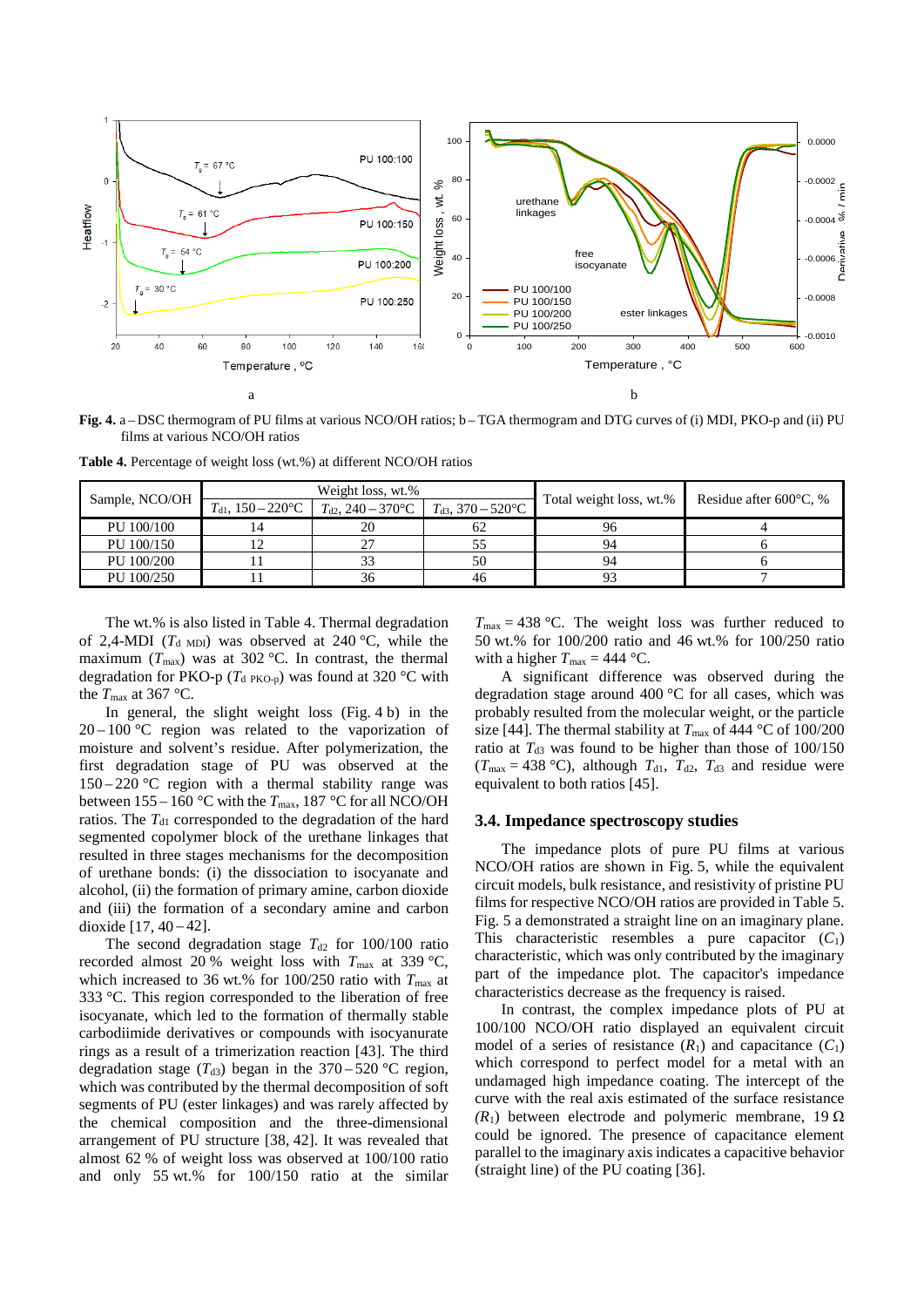**Fig. 4.** a – DSC thermogram of PU films at various NCO/OH ratios; b – TGA thermogram and DTG curves of (i) MDI, PKO-p and (ii) PU films at various NCO/OH ratios

**Table 4.** Percentage of weight loss (wt.%) at different NCO/OH ratios

| Sample, NCO/OH | Weight loss, wt.% | | | Total weight loss, wt.% | Residue after 600°C, % |
|---|---|---|---|---|---|
| | $T_{d1}$, 150 – 220°C | $T_{d2}$, 240 – 370°C | $T_{d3}$, 370 – 520°C | | |
| PU 100/100 | 14 | 20 | 62 | 96 | 4 |
| PU 100/150 | 12 | 27 | 55 | 94 | 6 |
| PU 100/200 | 11 | 33 | 50 | 94 | 6 |
| PU 100/250 | 11 | 36 | 46 | 93 | 7 |

The wt.% is also listed in Table 4. Thermal degradation of 2,4-MDI ($T_{d\ MDI}$) was observed at 240 °C, while the maximum ($T_{max}$) was at 302 °C. In contrast, the thermal degradation for PKO-p ($T_{d\ PKO\text{-}p}$) was found at 320 °C with the $T_{max}$ at 367 °C.

In general, the slight weight loss (Fig. 4 b) in the 20 – 100 °C region was related to the vaporization of moisture and solvent's residue. After polymerization, the first degradation stage of PU was observed at the 150 – 220 °C region with a thermal stability range was between 155 – 160 °C with the $T_{max}$, 187 °C for all NCO/OH ratios. The $T_{d1}$ corresponded to the degradation of the hard segmented copolymer block of the urethane linkages that resulted in three stages mechanisms for the decomposition of urethane bonds: (i) the dissociation to isocyanate and alcohol, (ii) the formation of primary amine, carbon dioxide and (iii) the formation of a secondary amine and carbon dioxide [17, 40 – 42].

The second degradation stage $T_{d2}$ for 100/100 ratio recorded almost 20 % weight loss with $T_{max}$ at 339 °C, which increased to 36 wt.% for 100/250 ratio with $T_{max}$ at 333 °C. This region corresponded to the liberation of free isocyanate, which led to the formation of thermally stable carbodiimide derivatives or compounds with isocyanurate rings as a result of a trimerization reaction [43]. The third degradation stage ($T_{d3}$) began in the 370 – 520 °C region, which was contributed by the thermal decomposition of soft segments of PU (ester linkages) and was rarely affected by the chemical composition and the three-dimensional arrangement of PU structure [38, 42]. It was revealed that almost 62 % of weight loss was observed at 100/100 ratio and only 55 wt.% for 100/150 ratio at the similar $T_{max}$ = 438 °C. The weight loss was further reduced to 50 wt.% for 100/200 ratio and 46 wt.% for 100/250 ratio with a higher $T_{max}$ = 444 °C.

A significant difference was observed during the degradation stage around 400 °C for all cases, which was probably resulted from the molecular weight, or the particle size [44]. The thermal stability at $T_{max}$ of 444 °C of 100/200 ratio at $T_{d3}$ was found to be higher than those of 100/150 ($T_{max}$ = 438 °C), although $T_{d1}$, $T_{d2}$, $T_{d3}$ and residue were equivalent to both ratios [45].

### 3.4. Impedance spectroscopy studies

The impedance plots of pure PU films at various NCO/OH ratios are shown in Fig. 5, while the equivalent circuit models, bulk resistance, and resistivity of pristine PU films for respective NCO/OH ratios are provided in Table 5. Fig. 5 a demonstrated a straight line on an imaginary plane. This characteristic resembles a pure capacitor ($C_1$) characteristic, which was only contributed by the imaginary part of the impedance plot. The capacitor's impedance characteristics decrease as the frequency is raised.

In contrast, the complex impedance plots of PU at 100/100 NCO/OH ratio displayed an equivalent circuit model of a series of resistance ($R_1$) and capacitance ($C_1$) which correspond to perfect model for a metal with an undamaged high impedance coating. The intercept of the curve with the real axis estimated of the surface resistance ($R_1$) between electrode and polymeric membrane, 19 Ω could be ignored. The presence of capacitance element parallel to the imaginary axis indicates a capacitive behavior (straight line) of the PU coating [36].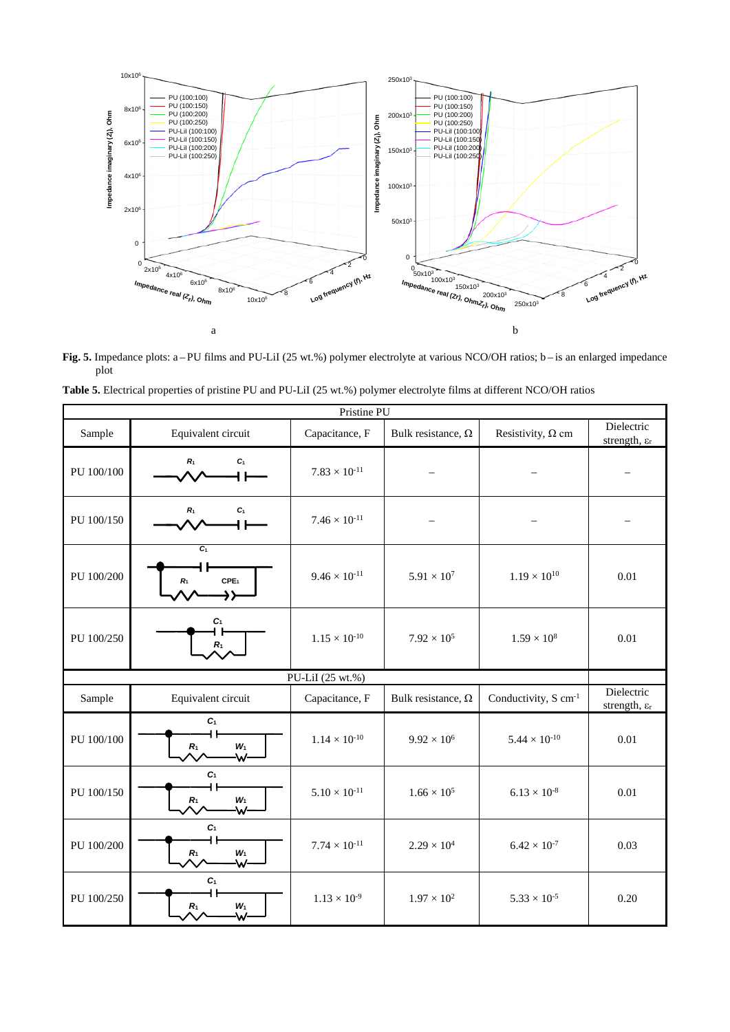**Fig. 5.** Impedance plots: a – PU films and PU-LiI (25 wt.%) polymer electrolyte at various NCO/OH ratios; b – is an enlarged impedance plot

**Table 5.** Electrical properties of pristine PU and PU-LiI (25 wt.%) polymer electrolyte films at different NCO/OH ratios

| Pristine PU | | | | | |
|---|---|---|---|---|---|
| Sample | Equivalent circuit | Capacitance, F | Bulk resistance, Ω | Resistivity, Ω cm | Dielectric strength, $\varepsilon_r$ |
| PU 100/100 | $R_1$ – $C_1$ (series) | $7.83 \times 10^{-11}$ | – | – | – |
| PU 100/150 | $R_1$ – $C_1$ (series) | $7.46 \times 10^{-11}$ | – | – | – |
| PU 100/200 | $C_1$ ∥ ($R_1$ – $CPE_1$) | $9.46 \times 10^{-11}$ | $5.91 \times 10^{7}$ | $1.19 \times 10^{10}$ | 0.01 |
| PU 100/250 | $C_1$ ∥ $R_1$ | $1.15 \times 10^{-10}$ | $7.92 \times 10^{5}$ | $1.59 \times 10^{8}$ | 0.01 |
| PU-LiI (25 wt.%) | | | | | |
| Sample | Equivalent circuit | Capacitance, F | Bulk resistance, Ω | Conductivity, S cm$^{-1}$ | Dielectric strength, $\varepsilon_r$ |
| PU 100/100 | $C_1$ ∥ ($R_1$ – $W_1$) | $1.14 \times 10^{-10}$ | $9.92 \times 10^{6}$ | $5.44 \times 10^{-10}$ | 0.01 |
| PU 100/150 | $C_1$ ∥ ($R_1$ – $W_1$) | $5.10 \times 10^{-11}$ | $1.66 \times 10^{5}$ | $6.13 \times 10^{-8}$ | 0.01 |
| PU 100/200 | $C_1$ ∥ ($R_1$ – $W_1$) | $7.74 \times 10^{-11}$ | $2.29 \times 10^{4}$ | $6.42 \times 10^{-7}$ | 0.03 |
| PU 100/250 | $C_1$ ∥ ($R_1$ – $W_1$) | $1.13 \times 10^{-9}$ | $1.97 \times 10^{2}$ | $5.33 \times 10^{-5}$ | 0.20 |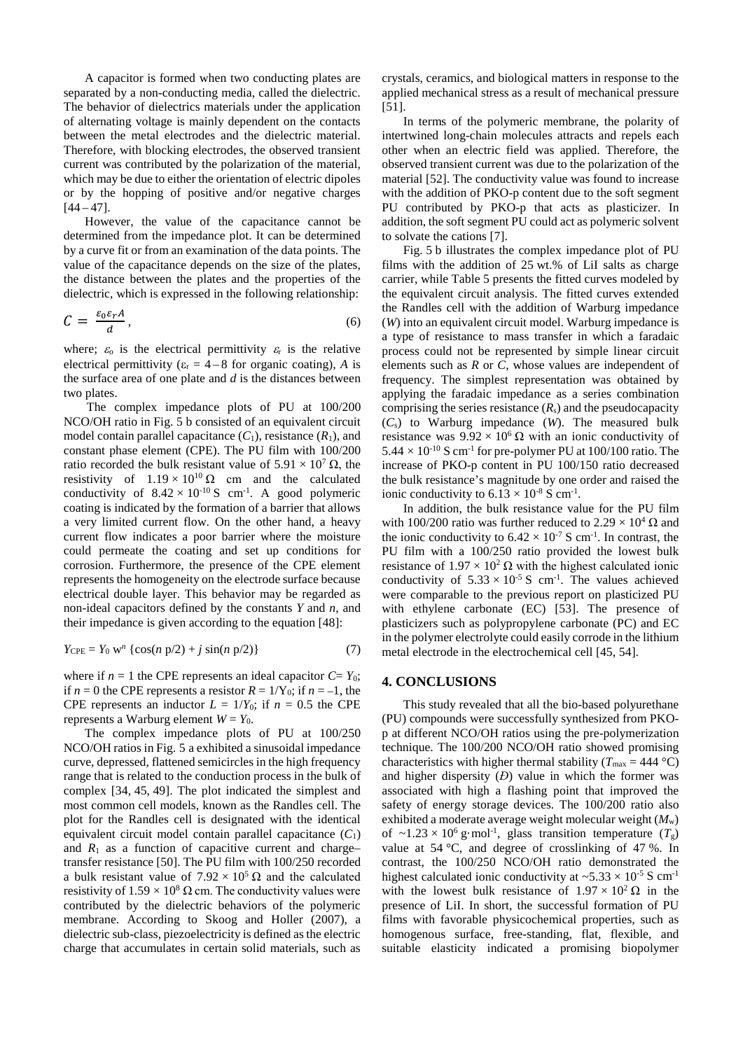A capacitor is formed when two conducting plates are separated by a non-conducting media, called the dielectric. The behavior of dielectrics materials under the application of alternating voltage is mainly dependent on the contacts between the metal electrodes and the dielectric material. Therefore, with blocking electrodes, the observed transient current was contributed by the polarization of the material, which may be due to either the orientation of electric dipoles or by the hopping of positive and/or negative charges [44 – 47].

However, the value of the capacitance cannot be determined from the impedance plot. It can be determined by a curve fit or from an examination of the data points. The value of the capacitance depends on the size of the plates, the distance between the plates and the properties of the dielectric, which is expressed in the following relationship:

$$C = \frac{\varepsilon_0 \varepsilon_r A}{d}, \tag{6}$$

where; $\varepsilon_o$ is the electrical permittivity $\varepsilon_r$ is the relative electrical permittivity ($\varepsilon_r = 4 – 8$ for organic coating), $A$ is the surface area of one plate and $d$ is the distances between two plates.

The complex impedance plots of PU at 100/200 NCO/OH ratio in Fig. 5 b consisted of an equivalent circuit model contain parallel capacitance ($C_1$), resistance ($R_1$), and constant phase element (CPE). The PU film with 100/200 ratio recorded the bulk resistant value of $5.91 \times 10^7$ Ω, the resistivity of $1.19 \times 10^{10}$ Ω cm and the calculated conductivity of $8.42 \times 10^{-10}$ S cm$^{-1}$. A good polymeric coating is indicated by the formation of a barrier that allows a very limited current flow. On the other hand, a heavy current flow indicates a poor barrier where the moisture could permeate the coating and set up conditions for corrosion. Furthermore, the presence of the CPE element represents the homogeneity on the electrode surface because electrical double layer. This behavior may be regarded as non-ideal capacitors defined by the constants $Y$ and $n$, and their impedance is given according to the equation [48]:

$$Y_{\text{CPE}} = Y_0 \, w^n \, \{\cos(n \, p/2) + j \sin(n \, p/2)\} \tag{7}$$

where if $n = 1$ the CPE represents an ideal capacitor $C = Y_0$; if $n = 0$ the CPE represents a resistor $R = 1/Y_0$; if $n = –1$, the CPE represents an inductor $L = 1/Y_0$; if $n = 0.5$ the CPE represents a Warburg element $W = Y_0$.

The complex impedance plots of PU at 100/250 NCO/OH ratios in Fig. 5 a exhibited a sinusoidal impedance curve, depressed, flattened semicircles in the high frequency range that is related to the conduction process in the bulk of complex [34, 45, 49]. The plot indicated the simplest and most common cell models, known as the Randles cell. The plot for the Randles cell is designated with the identical equivalent circuit model contain parallel capacitance ($C_1$) and $R_1$ as a function of capacitive current and charge–transfer resistance [50]. The PU film with 100/250 recorded a bulk resistant value of $7.92 \times 10^5$ Ω and the calculated resistivity of $1.59 \times 10^8$ Ω cm. The conductivity values were contributed by the dielectric behaviors of the polymeric membrane. According to Skoog and Holler (2007), a dielectric sub-class, piezoelectricity is defined as the electric charge that accumulates in certain solid materials, such as crystals, ceramics, and biological matters in response to the applied mechanical stress as a result of mechanical pressure [51].

In terms of the polymeric membrane, the polarity of intertwined long-chain molecules attracts and repels each other when an electric field was applied. Therefore, the observed transient current was due to the polarization of the material [52]. The conductivity value was found to increase with the addition of PKO-p content due to the soft segment PU contributed by PKO-p that acts as plasticizer. In addition, the soft segment PU could act as polymeric solvent to solvate the cations [7].

Fig. 5 b illustrates the complex impedance plot of PU films with the addition of 25 wt.% of LiI salts as charge carrier, while Table 5 presents the fitted curves modeled by the equivalent circuit analysis. The fitted curves extended the Randles cell with the addition of Warburg impedance ($W$) into an equivalent circuit model. Warburg impedance is a type of resistance to mass transfer in which a faradaic process could not be represented by simple linear circuit elements such as $R$ or $C$, whose values are independent of frequency. The simplest representation was obtained by applying the faradaic impedance as a series combination comprising the series resistance ($R_s$) and the pseudocapacity ($C_s$) to Warburg impedance ($W$). The measured bulk resistance was $9.92 \times 10^6$ Ω with an ionic conductivity of $5.44 \times 10^{-10}$ S cm$^{-1}$ for pre-polymer PU at 100/100 ratio. The increase of PKO-p content in PU 100/150 ratio decreased the bulk resistance's magnitude by one order and raised the ionic conductivity to $6.13 \times 10^{-8}$ S cm$^{-1}$.

In addition, the bulk resistance value for the PU film with 100/200 ratio was further reduced to $2.29 \times 10^4$ Ω and the ionic conductivity to $6.42 \times 10^{-7}$ S cm$^{-1}$. In contrast, the PU film with a 100/250 ratio provided the lowest bulk resistance of $1.97 \times 10^2$ Ω with the highest calculated ionic conductivity of $5.33 \times 10^{-5}$ S cm$^{-1}$. The values achieved were comparable to the previous report on plasticized PU with ethylene carbonate (EC) [53]. The presence of plasticizers such as polypropylene carbonate (PC) and EC in the polymer electrolyte could easily corrode in the lithium metal electrode in the electrochemical cell [45, 54].

## 4. CONCLUSIONS

This study revealed that all the bio-based polyurethane (PU) compounds were successfully synthesized from PKO-p at different NCO/OH ratios using the pre-polymerization technique. The 100/200 NCO/OH ratio showed promising characteristics with higher thermal stability ($T_{\max} = 444$ °C) and higher dispersity ($Đ$) value in which the former was associated with high a flashing point that improved the safety of energy storage devices. The 100/200 ratio also exhibited a moderate average weight molecular weight ($M_w$) of $\sim 1.23 \times 10^6$ g·mol$^{-1}$, glass transition temperature ($T_g$) value at 54 °C, and degree of crosslinking of 47 %. In contrast, the 100/250 NCO/OH ratio demonstrated the highest calculated ionic conductivity at $\sim 5.33 \times 10^{-5}$ S cm$^{-1}$ with the lowest bulk resistance of $1.97 \times 10^2$ Ω in the presence of LiI. In short, the successful formation of PU films with favorable physicochemical properties, such as homogenous surface, free-standing, flat, flexible, and suitable elasticity indicated a promising biopolymer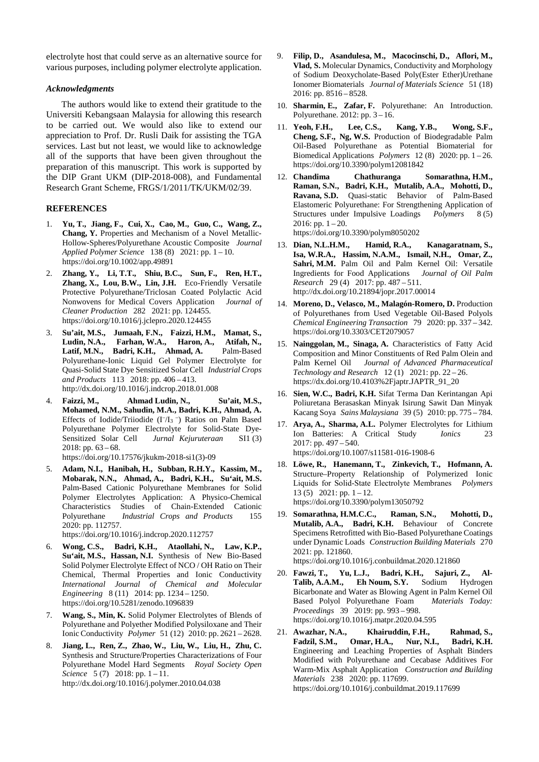electrolyte host that could serve as an alternative source for various purposes, including polymer electrolyte application.

### *Acknowledgments*

The authors would like to extend their gratitude to the Universiti Kebangsaan Malaysia for allowing this research to be carried out. We would also like to extend our appreciation to Prof. Dr. Rusli Daik for assisting the TGA services. Last but not least, we would like to acknowledge all of the supports that have been given throughout the preparation of this manuscript. This work is supported by the DIP Grant UKM (DIP-2018-008), and Fundamental Research Grant Scheme, FRGS/1/2011/TK/UKM/02/39.

## REFERENCES

1. **Yu, T., Jiang, F., Cui, X., Cao, M., Guo, C., Wang, Z., Chang, Y.** Properties and Mechanism of a Novel Metallic-Hollow-Spheres/Polyurethane Acoustic Composite *Journal Applied Polymer Science* 138 (8) 2021: pp. 1 – 10. https://doi.org/10.1002/app.49891
2. **Zhang, Y., Li, T.T., Shiu, B.C., Sun, F., Ren, H.T., Zhang, X., Lou, B.W., Lin, J.H.** Eco-Friendly Versatile Protective Polyurethane/Triclosan Coated Polylactic Acid Nonwovens for Medical Covers Application *Journal of Cleaner Production* 282 2021: pp. 124455. https://doi.org/10.1016/j.jclepro.2020.124455
3. **Su'ait, M.S., Jumaah, F.N., Faizzi, H.M., Mamat, S., Ludin, N.A., Farhan, W.A., Haron, A., Atifah, N., Latif, M.N., Badri, K.H., Ahmad, A.** Palm-Based Polyurethane-Ionic Liquid Gel Polymer Electrolyte for Quasi-Solid State Dye Sensitized Solar Cell *Industrial Crops and Products* 113 2018: pp. 406 – 413. http://dx.doi.org/10.1016/j.indcrop.2018.01.008
4. **Faizzi, M., Ahmad Ludin, N., Su'ait, M.S., Mohamed, N.M., Sahudin, M.A., Badri, K.H., Ahmad, A.** Effects of Iodide/Triiodide ($I^-/I_3^-$) Ratios on Palm Based Polyurethane Polymer Electrolyte for Solid-State Dye-Sensitized Solar Cell *Jurnal Kejuruteraan* SI1 (3) 2018: pp. 63 – 68. https://doi.org/10.17576/jkukm-2018-si1(3)-09
5. **Adam, N.I., Hanibah, H., Subban, R.H.Y., Kassim, M., Mobarak, N.N., Ahmad, A., Badri, K.H., Su'ait, M.S.** Palm-Based Cationic Polyurethane Membranes for Solid Polymer Electrolytes Application: A Physico-Chemical Characteristics Studies of Chain-Extended Cationic Polyurethane *Industrial Crops and Products* 155 2020: pp. 112757. https://doi.org/10.1016/j.indcrop.2020.112757
6. **Wong, C.S., Badri, K.H., Ataollahi, N., Law, K.P., Su'ait, M.S., Hassan, N.I.** Synthesis of New Bio-Based Solid Polymer Electrolyte Effect of NCO / OH Ratio on Their Chemical, Thermal Properties and Ionic Conductivity *International Journal of Chemical and Molecular Engineering* 8 (11) 2014: pp. 1234 – 1250. https://doi.org/10.5281/zenodo.1096839
7. **Wang, S., Min, K.** Solid Polymer Electrolytes of Blends of Polyurethane and Polyether Modified Polysiloxane and Their Ionic Conductivity *Polymer* 51 (12) 2010: pp. 2621 – 2628.
8. **Jiang, L., Ren, Z., Zhao, W., Liu, W., Liu, H., Zhu, C.** Synthesis and Structure/Properties Characterizations of Four Polyurethane Model Hard Segments *Royal Society Open Science* 5 (7) 2018: pp. 1 – 11. http://dx.doi.org/10.1016/j.polymer.2010.04.038
9. **Filip, D., Asandulesa, M., Macocinschi, D., Aflori, M., Vlad, S.** Molecular Dynamics, Conductivity and Morphology of Sodium Deoxycholate-Based Poly(Ester Ether)Urethane Ionomer Biomaterials *Journal of Materials Science* 51 (18) 2016: pp. 8516 – 8528.
10. **Sharmin, E., Zafar, F.** Polyurethane: An Introduction. Polyurethane. 2012: pp. 3 – 16.
11. **Yeoh, F.H., Lee, C.S., Kang, Y.B., Wong, S.F., Cheng, S.F., Ng, W.S.** Production of Biodegradable Palm Oil-Based Polyurethane as Potential Biomaterial for Biomedical Applications *Polymers* 12 (8) 2020: pp. 1 – 26. https://doi.org/10.3390/polym12081842
12. **Chandima Chathuranga Somarathna, H.M., Raman, S.N., Badri, K.H., Mutalib, A.A., Mohotti, D., Ravana, S.D.** Quasi-static Behavior of Palm-Based Elastomeric Polyurethane: For Strengthening Application of Structures under Impulsive Loadings *Polymers* 8 (5) 2016: pp. 1 – 20. https://doi.org/10.3390/polym8050202
13. **Dian, N.L.H.M., Hamid, R.A., Kanagaratnam, S., Isa, W.R.A., Hassim, N.A.M., Ismail, N.H., Omar, Z., Sahri, M.M.** Palm Oil and Palm Kernel Oil: Versatile Ingredients for Food Applications *Journal of Oil Palm Research* 29 (4) 2017: pp. 487 – 511. http://dx.doi.org/10.21894/jopr.2017.00014
14. **Moreno, D., Velasco, M., Malagón-Romero, D.** Production of Polyurethanes from Used Vegetable Oil-Based Polyols *Chemical Engineering Transaction* 79 2020: pp. 337 – 342. https://doi.org/10.3303/CET2079057
15. **Nainggolan, M., Sinaga, A.** Characteristics of Fatty Acid Composition and Minor Constituents of Red Palm Olein and Palm Kernel Oil *Journal of Advanced Pharmaceutical Technology and Research* 12 (1) 2021: pp. 22 – 26. https://dx.doi.org/10.4103%2Fjaptr.JAPTR_91_20
16. **Sien, W.C., Badri, K.H.** Sifat Terma Dan Kerintangan Api Poliuretana Berasaskan Minyak Isirung Sawit Dan Minyak Kacang Soya *Sains Malaysiana* 39 (5) 2010: pp. 775 – 784.
17. **Arya, A., Sharma, A.L.** Polymer Electrolytes for Lithium Ion Batteries: A Critical Study *Ionics* 23 2017: pp. 497 – 540. https://doi.org/10.1007/s11581-016-1908-6
18. **Löwe, R., Hanemann, T., Zinkevich, T., Hofmann, A.** Structure–Property Relationship of Polymerized Ionic Liquids for Solid-State Electrolyte Membranes *Polymers* 13 (5) 2021: pp. 1 – 12. https://doi.org/10.3390/polym13050792
19. **Somarathna, H.M.C.C., Raman, S.N., Mohotti, D., Mutalib, A.A., Badri, K.H.** Behaviour of Concrete Specimens Retrofitted with Bio-Based Polyurethane Coatings under Dynamic Loads *Construction Building Materials* 270 2021: pp. 121860. https://doi.org/10.1016/j.conbuildmat.2020.121860
20. **Fawzi, T., Yu, L.J., Badri, K.H., Sajuri, Z., Al-Talib, A.A.M., Eh Noum, S.Y.** Sodium Hydrogen Bicarbonate and Water as Blowing Agent in Palm Kernel Oil Based Polyol Polyurethane Foam *Materials Today: Proceedings* 39 2019: pp. 993 – 998. https://doi.org/10.1016/j.matpr.2020.04.595
21. **Awazhar, N.A., Khairuddin, F.H., Rahmad, S., Fadzil, S.M., Omar, H.A., Nur, N.I., Badri, K.H.** Engineering and Leaching Properties of Asphalt Binders Modified with Polyurethane and Cecabase Additives For Warm-Mix Asphalt Application *Construction and Building Materials* 238 2020: pp. 117699. https://doi.org/10.1016/j.conbuildmat.2019.117699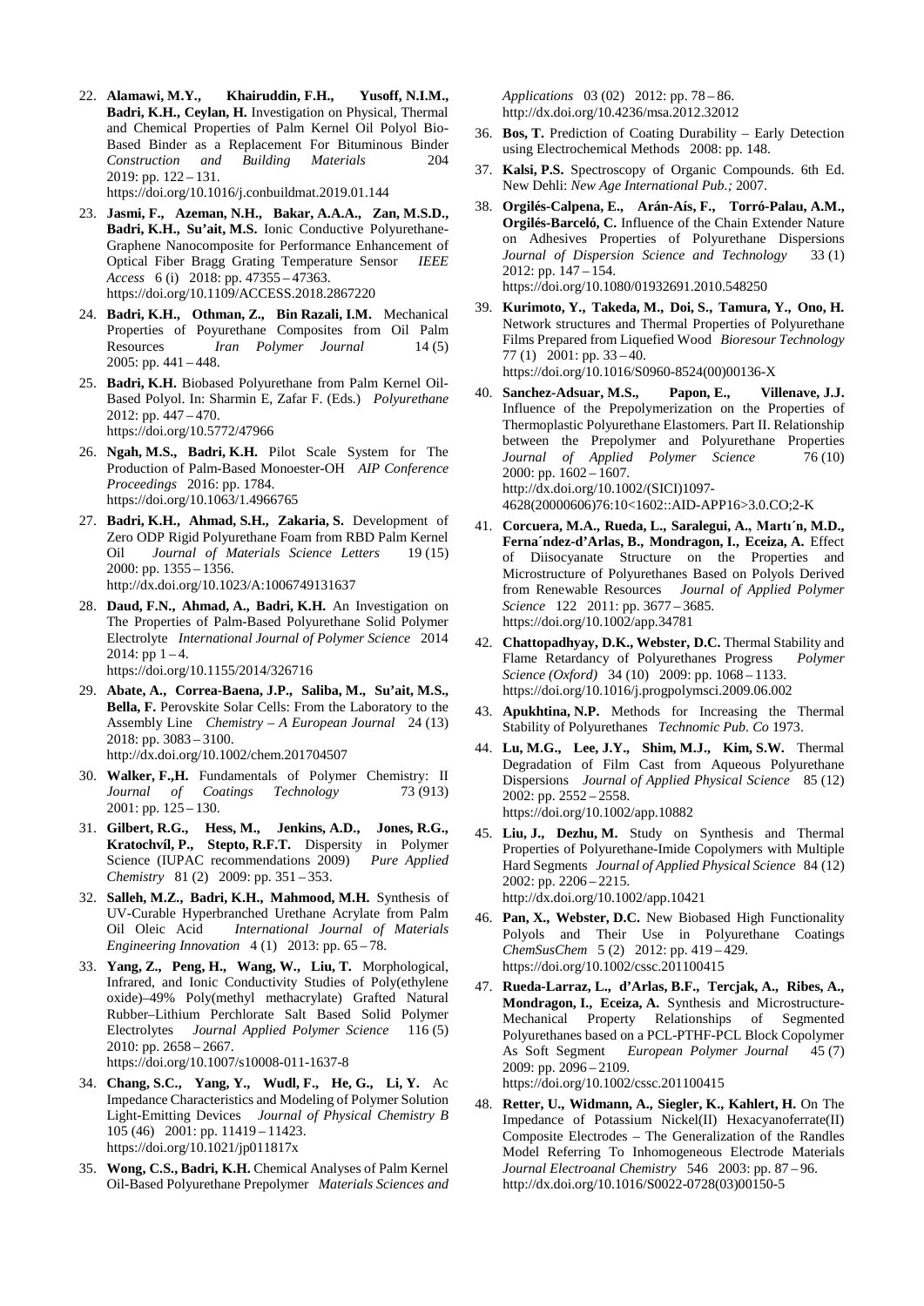22. **Alamawi, M.Y., Khairuddin, F.H., Yusoff, N.I.M., Badri, K.H., Ceylan, H.** Investigation on Physical, Thermal and Chemical Properties of Palm Kernel Oil Polyol Bio-Based Binder as a Replacement For Bituminous Binder *Construction and Building Materials* 204 2019: pp. 122 – 131. https://doi.org/10.1016/j.conbuildmat.2019.01.144

23. **Jasmi, F., Azeman, N.H., Bakar, A.A.A., Zan, M.S.D., Badri, K.H., Su'ait, M.S.** Ionic Conductive Polyurethane-Graphene Nanocomposite for Performance Enhancement of Optical Fiber Bragg Grating Temperature Sensor *IEEE Access* 6 (i) 2018: pp. 47355 – 47363. https://doi.org/10.1109/ACCESS.2018.2867220

24. **Badri, K.H., Othman, Z., Bin Razali, I.M.** Mechanical Properties of Poyurethane Composites from Oil Palm Resources *Iran Polymer Journal* 14 (5) 2005: pp. 441 – 448.

25. **Badri, K.H.** Biobased Polyurethane from Palm Kernel Oil-Based Polyol. In: Sharmin E, Zafar F. (Eds.) *Polyurethane* 2012: pp. 447 – 470. https://doi.org/10.5772/47966

26. **Ngah, M.S., Badri, K.H.** Pilot Scale System for The Production of Palm-Based Monoester-OH *AIP Conference Proceedings* 2016: pp. 1784. https://doi.org/10.1063/1.4966765

27. **Badri, K.H., Ahmad, S.H., Zakaria, S.** Development of Zero ODP Rigid Polyurethane Foam from RBD Palm Kernel Oil *Journal of Materials Science Letters* 19 (15) 2000: pp. 1355 – 1356. http://dx.doi.org/10.1023/A:1006749131637

28. **Daud, F.N., Ahmad, A., Badri, K.H.** An Investigation on The Properties of Palm-Based Polyurethane Solid Polymer Electrolyte *International Journal of Polymer Science* 2014 2014: pp 1 – 4. https://doi.org/10.1155/2014/326716

29. **Abate, A., Correa-Baena, J.P., Saliba, M., Su'ait, M.S., Bella, F.** Perovskite Solar Cells: From the Laboratory to the Assembly Line *Chemistry – A European Journal* 24 (13) 2018: pp. 3083 – 3100. http://dx.doi.org/10.1002/chem.201704507

30. **Walker, F.,H.** Fundamentals of Polymer Chemistry: II *Journal of Coatings Technology* 73 (913) 2001: pp. 125 – 130.

31. **Gilbert, R.G., Hess, M., Jenkins, A.D., Jones, R.G., Kratochvíl, P., Stepto, R.F.T.** Dispersity in Polymer Science (IUPAC recommendations 2009) *Pure Applied Chemistry* 81 (2) 2009: pp. 351 – 353.

32. **Salleh, M.Z., Badri, K.H., Mahmood, M.H.** Synthesis of UV-Curable Hyperbranched Urethane Acrylate from Palm Oil Oleic Acid *International Journal of Materials Engineering Innovation* 4 (1) 2013: pp. 65 – 78.

33. **Yang, Z., Peng, H., Wang, W., Liu, T.** Morphological, Infrared, and Ionic Conductivity Studies of Poly(ethylene oxide)–49% Poly(methyl methacrylate) Grafted Natural Rubber–Lithium Perchlorate Salt Based Solid Polymer Electrolytes *Journal Applied Polymer Science* 116 (5) 2010: pp. 2658 – 2667. https://doi.org/10.1007/s10008-011-1637-8

34. **Chang, S.C., Yang, Y., Wudl, F., He, G., Li, Y.** Ac Impedance Characteristics and Modeling of Polymer Solution Light-Emitting Devices *Journal of Physical Chemistry B* 105 (46) 2001: pp. 11419 – 11423. https://doi.org/10.1021/jp011817x

35. **Wong, C.S., Badri, K.H.** Chemical Analyses of Palm Kernel Oil-Based Polyurethane Prepolymer *Materials Sciences and Applications* 03 (02) 2012: pp. 78 – 86. http://dx.doi.org/10.4236/msa.2012.32012

36. **Bos, T.** Prediction of Coating Durability – Early Detection using Electrochemical Methods 2008: pp. 148.

37. **Kalsi, P.S.** Spectroscopy of Organic Compounds. 6th Ed. New Dehli: *New Age International Pub.;* 2007.

38. **Orgilés-Calpena, E., Arán-Aís, F., Torró-Palau, A.M., Orgilés-Barceló, C.** Influence of the Chain Extender Nature on Adhesives Properties of Polyurethane Dispersions *Journal of Dispersion Science and Technology* 33 (1) 2012: pp. 147 – 154. https://doi.org/10.1080/01932691.2010.548250

39. **Kurimoto, Y., Takeda, M., Doi, S., Tamura, Y., Ono, H.** Network structures and Thermal Properties of Polyurethane Films Prepared from Liquefied Wood *Bioresour Technology* 77 (1) 2001: pp. 33 – 40. https://doi.org/10.1016/S0960-8524(00)00136-X

40. **Sanchez-Adsuar, M.S., Papon, E., Villenave, J.J.** Influence of the Prepolymerization on the Properties of Thermoplastic Polyurethane Elastomers. Part II. Relationship between the Prepolymer and Polyurethane Properties *Journal of Applied Polymer Science* 76 (10) 2000: pp. 1602 – 1607. http://dx.doi.org/10.1002/(SICI)1097-4628(20000606)76:10<1602::AID-APP16>3.0.CO;2-K

41. **Corcuera, M.A., Rueda, L., Saralegui, A., Martı´n, M.D., Ferna´ndez-d'Arlas, B., Mondragon, I., Eceiza, A.** Effect of Diisocyanate Structure on the Properties and Microstructure of Polyurethanes Based on Polyols Derived from Renewable Resources *Journal of Applied Polymer Science* 122 2011: pp. 3677 – 3685. https://doi.org/10.1002/app.34781

42. **Chattopadhyay, D.K., Webster, D.C.** Thermal Stability and Flame Retardancy of Polyurethanes Progress *Polymer Science (Oxford)* 34 (10) 2009: pp. 1068 – 1133. https://doi.org/10.1016/j.progpolymsci.2009.06.002

43. **Apukhtina, N.P.** Methods for Increasing the Thermal Stability of Polyurethanes *Technomic Pub. Co* 1973.

44. **Lu, M.G., Lee, J.Y., Shim, M.J., Kim, S.W.** Thermal Degradation of Film Cast from Aqueous Polyurethane Dispersions *Journal of Applied Physical Science* 85 (12) 2002: pp. 2552 – 2558. https://doi.org/10.1002/app.10882

45. **Liu, J., Dezhu, M.** Study on Synthesis and Thermal Properties of Polyurethane-Imide Copolymers with Multiple Hard Segments *Journal of Applied Physical Science* 84 (12) 2002: pp. 2206 – 2215. http://dx.doi.org/10.1002/app.10421

46. **Pan, X., Webster, D.C.** New Biobased High Functionality Polyols and Their Use in Polyurethane Coatings *ChemSusChem* 5 (2) 2012: pp. 419 – 429. https://doi.org/10.1002/cssc.201100415

47. **Rueda-Larraz, L., d'Arlas, B.F., Tercjak, A., Ribes, A., Mondragon, I., Eceiza, A.** Synthesis and Microstructure-Mechanical Property Relationships of Segmented Polyurethanes based on a PCL-PTHF-PCL Block Copolymer As Soft Segment *European Polymer Journal* 45 (7) 2009: pp. 2096 – 2109. https://doi.org/10.1002/cssc.201100415

48. **Retter, U., Widmann, A., Siegler, K., Kahlert, H.** On The Impedance of Potassium Nickel(II) Hexacyanoferrate(II) Composite Electrodes – The Generalization of the Randles Model Referring To Inhomogeneous Electrode Materials *Journal Electroanal Chemistry* 546 2003: pp. 87 – 96. http://dx.doi.org/10.1016/S0022-0728(03)00150-5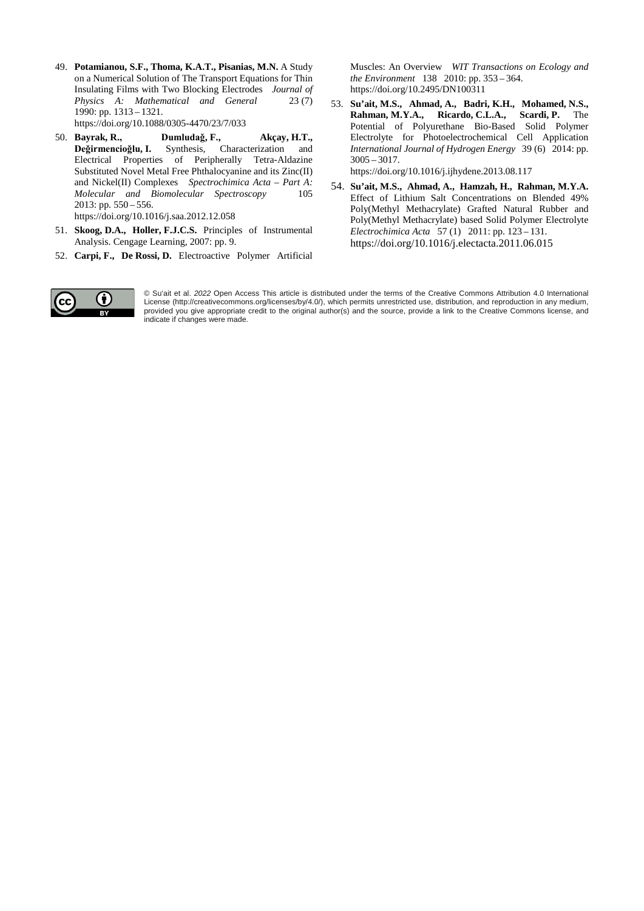49. **Potamianou, S.F., Thoma, K.A.T., Pisanias, M.N.** A Study on a Numerical Solution of The Transport Equations for Thin Insulating Films with Two Blocking Electrodes *Journal of Physics A: Mathematical and General* 23 (7) 1990: pp. 1313 – 1321. https://doi.org/10.1088/0305-4470/23/7/033

50. **Bayrak, R., Dumludağ, F., Akçay, H.T., Değirmencioğlu, I.** Synthesis, Characterization and Electrical Properties of Peripherally Tetra-Aldazine Substituted Novel Metal Free Phthalocyanine and its Zinc(II) and Nickel(II) Complexes *Spectrochimica Acta – Part A: Molecular and Biomolecular Spectroscopy* 105 2013: pp. 550 – 556. https://doi.org/10.1016/j.saa.2012.12.058

51. **Skoog, D.A., Holler, F.J.C.S.** Principles of Instrumental Analysis. Cengage Learning, 2007: pp. 9.

52. **Carpi, F., De Rossi, D.** Electroactive Polymer Artificial Muscles: An Overview *WIT Transactions on Ecology and the Environment* 138 2010: pp. 353 – 364. https://doi.org/10.2495/DN100311

53. **Su'ait, M.S., Ahmad, A., Badri, K.H., Mohamed, N.S., Rahman, M.Y.A., Ricardo, C.L.A., Scardi, P.** The Potential of Polyurethane Bio-Based Solid Polymer Electrolyte for Photoelectrochemical Cell Application *International Journal of Hydrogen Energy* 39 (6) 2014: pp. 3005 – 3017. https://doi.org/10.1016/j.ijhydene.2013.08.117

54. **Su'ait, M.S., Ahmad, A., Hamzah, H., Rahman, M.Y.A.** Effect of Lithium Salt Concentrations on Blended 49% Poly(Methyl Methacrylate) Grafted Natural Rubber and Poly(Methyl Methacrylate) based Solid Polymer Electrolyte *Electrochimica Acta* 57 (1) 2011: pp. 123 – 131. https://doi.org/10.1016/j.electacta.2011.06.015

© Su'ait et al. *2022* Open Access This article is distributed under the terms of the Creative Commons Attribution 4.0 International License (http://creativecommons.org/licenses/by/4.0/), which permits unrestricted use, distribution, and reproduction in any medium, provided you give appropriate credit to the original author(s) and the source, provide a link to the Creative Commons license, and indicate if changes were made.